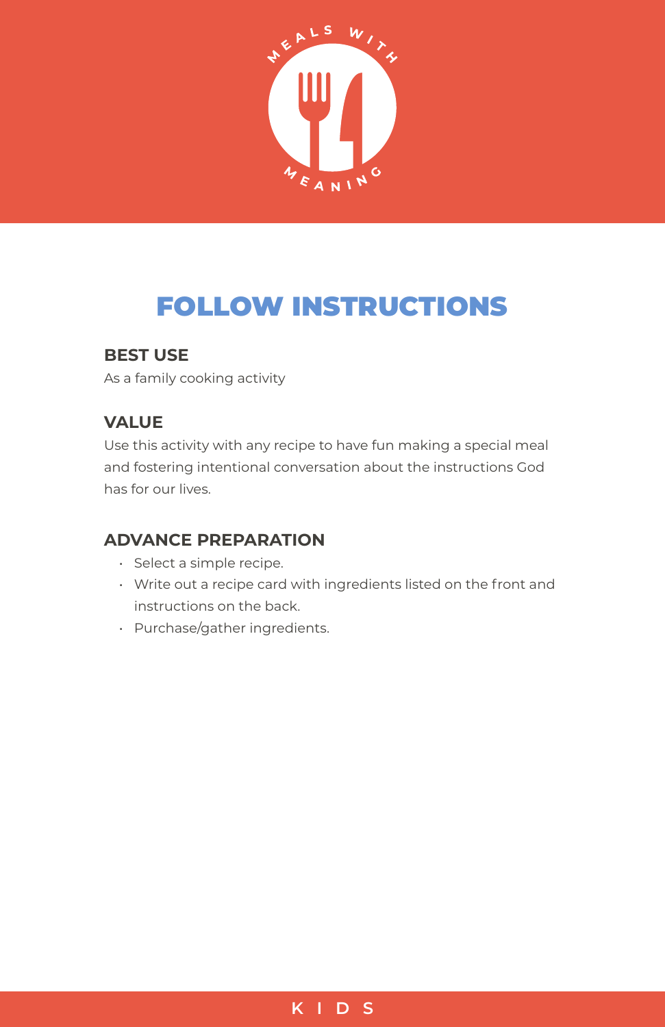# FOLLOW INSTRUCTIONS

## BEST USE

As a family cooking activity

## VALUE

Use this activity with any recipe to have fun making a special meal and fostering intentional conversation about the instructions God has for our lives.

## ADVANCE PREPARATION

- Select a simple recipe.
- Write out a recipe card with ingredients listed on the front and instructions on the back.
- Purchase/gather ingredients.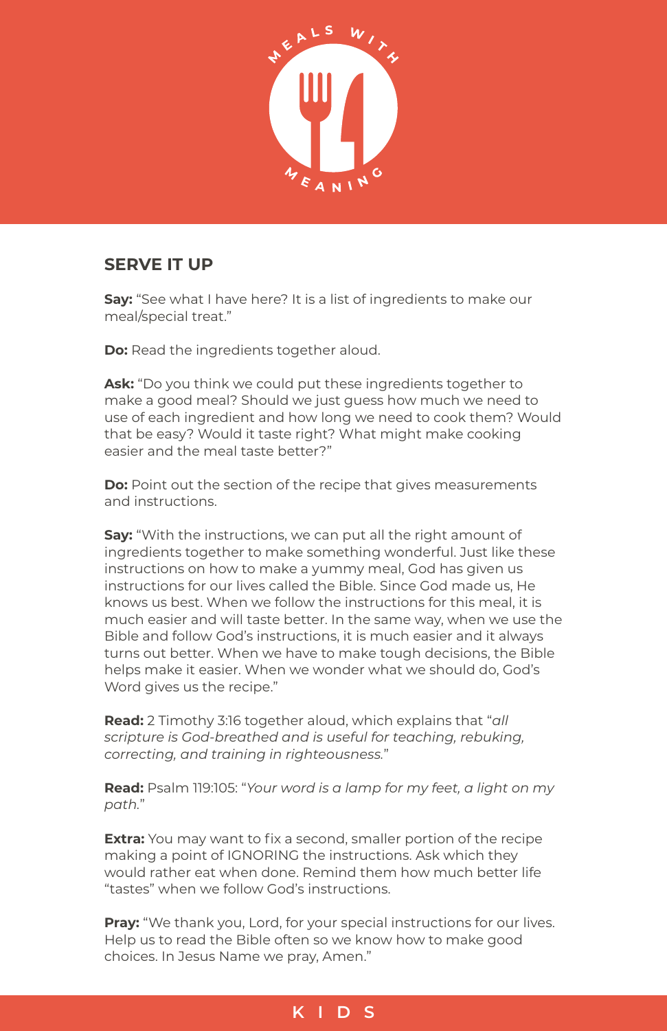## SERVE IT UP

**Say:** "See what I have here? It is a list of ingredients to make our meal/special treat."

**Do:** Read the ingredients together aloud.

**Ask:** "Do you think we could put these ingredients together to make a good meal? Should we just guess how much we need to use of each ingredient and how long we need to cook them? Would that be easy? Would it taste right? What might make cooking easier and the meal taste better?"

**Do:** Point out the section of the recipe that gives measurements and instructions.

**Say:** "With the instructions, we can put all the right amount of ingredients together to make something wonderful. Just like these instructions on how to make a yummy meal, God has given us instructions for our lives called the Bible. Since God made us, He knows us best. When we follow the instructions for this meal, it is much easier and will taste better. In the same way, when we use the Bible and follow God's instructions, it is much easier and it always turns out better. When we have to make tough decisions, the Bible helps make it easier. When we wonder what we should do, God's Word gives us the recipe."

**Read:** 2 Timothy 3:16 together aloud, which explains that "*all scripture is God-breathed and is useful for teaching, rebuking, correcting, and training in righteousness.*"

**Read:** Psalm 119:105: "*Your word is a lamp for my feet, a light on my path.*"

**Extra:** You may want to fix a second, smaller portion of the recipe making a point of IGNORING the instructions. Ask which they would rather eat when done. Remind them how much better life "tastes" when we follow God's instructions.

**Pray:** "We thank you, Lord, for your special instructions for our lives. Help us to read the Bible often so we know how to make good choices. In Jesus Name we pray, Amen."